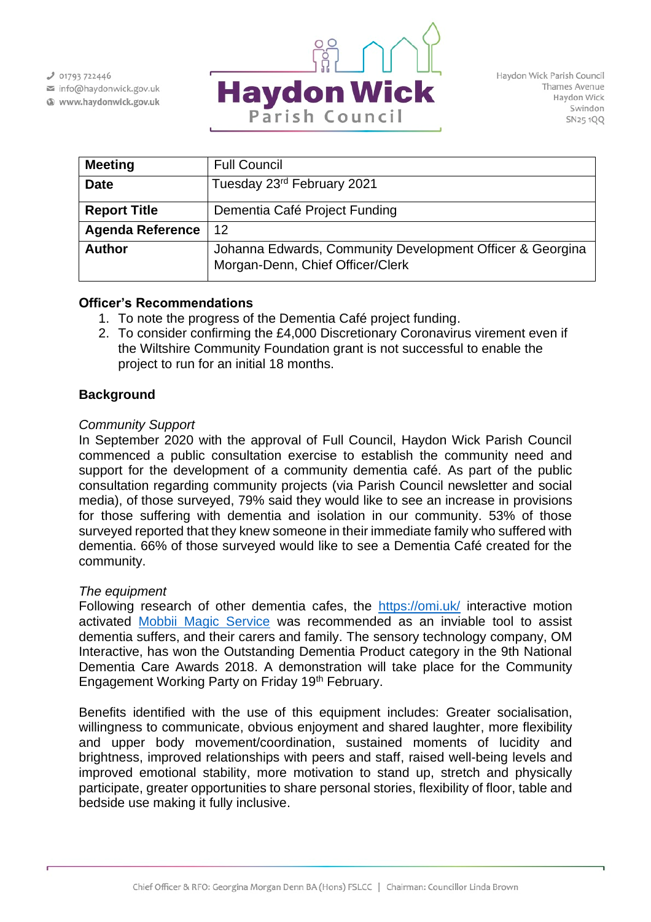01793 722446
info@haydonwick.gov.uk
www.haydonwick.gov.uk

# Haydon Wick Parish Council

Haydon Wick Parish Council
Thames Avenue
Haydon Wick
Swindon
SN25 1QQ

| **Meeting** | Full Council |
|---|---|
| **Date** | Tuesday 23rd February 2021 |
| **Report Title** | Dementia Café Project Funding |
| **Agenda Reference** | 12 |
| **Author** | Johanna Edwards, Community Development Officer & Georgina Morgan-Denn, Chief Officer/Clerk |

**Officer's Recommendations**

1. To note the progress of the Dementia Café project funding.
2. To consider confirming the £4,000 Discretionary Coronavirus virement even if the Wiltshire Community Foundation grant is not successful to enable the project to run for an initial 18 months.

**Background**

*Community Support*

In September 2020 with the approval of Full Council, Haydon Wick Parish Council commenced a public consultation exercise to establish the community need and support for the development of a community dementia café. As part of the public consultation regarding community projects (via Parish Council newsletter and social media), of those surveyed, 79% said they would like to see an increase in provisions for those suffering with dementia and isolation in our community. 53% of those surveyed reported that they knew someone in their immediate family who suffered with dementia. 66% of those surveyed would like to see a Dementia Café created for the community.

*The equipment*

Following research of other dementia cafes, the [https://omi.uk/](https://omi.uk/) interactive motion activated [Mobbii Magic Service](https://omi.uk/) was recommended as an inviable tool to assist dementia suffers, and their carers and family. The sensory technology company, OM Interactive, has won the Outstanding Dementia Product category in the 9th National Dementia Care Awards 2018. A demonstration will take place for the Community Engagement Working Party on Friday 19th February.

Benefits identified with the use of this equipment includes: Greater socialisation, willingness to communicate, obvious enjoyment and shared laughter, more flexibility and upper body movement/coordination, sustained moments of lucidity and brightness, improved relationships with peers and staff, raised well-being levels and improved emotional stability, more motivation to stand up, stretch and physically participate, greater opportunities to share personal stories, flexibility of floor, table and bedside use making it fully inclusive.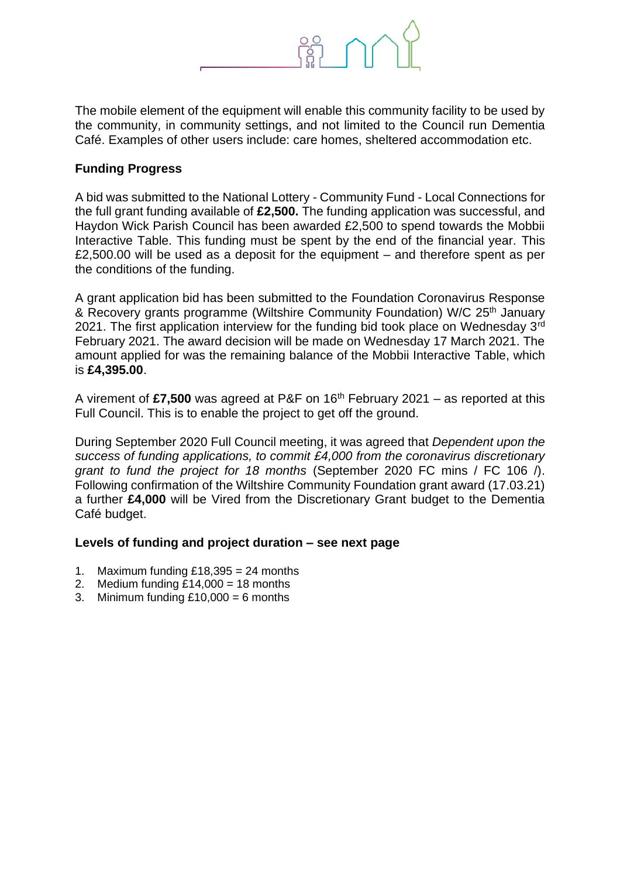The mobile element of the equipment will enable this community facility to be used by the community, in community settings, and not limited to the Council run Dementia Café. Examples of other users include: care homes, sheltered accommodation etc.

**Funding Progress**

A bid was submitted to the National Lottery - Community Fund - Local Connections for the full grant funding available of **£2,500.** The funding application was successful, and Haydon Wick Parish Council has been awarded £2,500 to spend towards the Mobbii Interactive Table. This funding must be spent by the end of the financial year. This £2,500.00 will be used as a deposit for the equipment – and therefore spent as per the conditions of the funding.

A grant application bid has been submitted to the Foundation Coronavirus Response & Recovery grants programme (Wiltshire Community Foundation) W/C 25th January 2021. The first application interview for the funding bid took place on Wednesday 3rd February 2021. The award decision will be made on Wednesday 17 March 2021. The amount applied for was the remaining balance of the Mobbii Interactive Table, which is **£4,395.00**.

A virement of **£7,500** was agreed at P&F on 16th February 2021 – as reported at this Full Council. This is to enable the project to get off the ground.

During September 2020 Full Council meeting, it was agreed that *Dependent upon the success of funding applications, to commit £4,000 from the coronavirus discretionary grant to fund the project for 18 months* (September 2020 FC mins / FC 106 /). Following confirmation of the Wiltshire Community Foundation grant award (17.03.21) a further **£4,000** will be Vired from the Discretionary Grant budget to the Dementia Café budget.

**Levels of funding and project duration – see next page**

1. Maximum funding £18,395 = 24 months
2. Medium funding £14,000 = 18 months
3. Minimum funding £10,000 = 6 months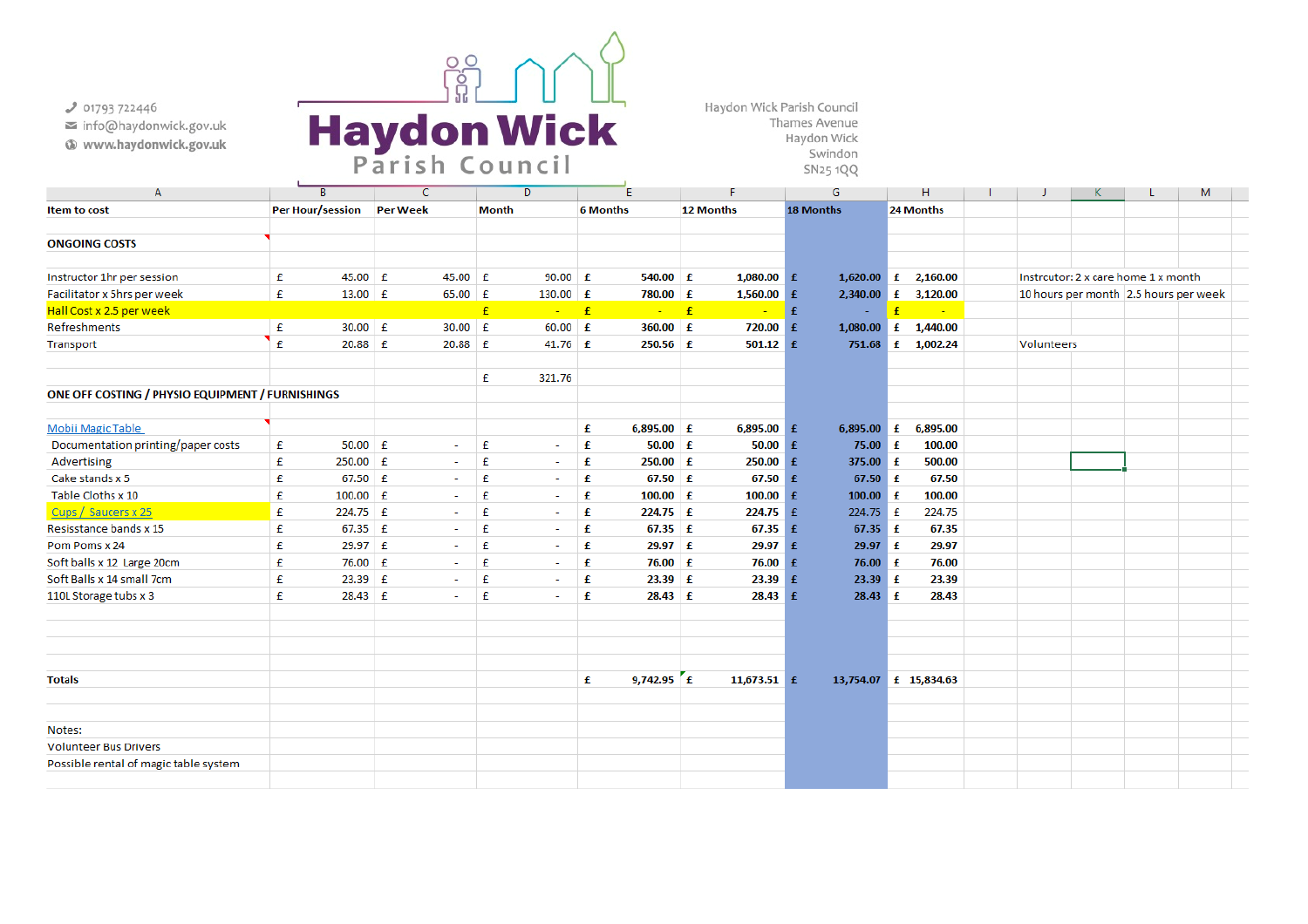Haydon Wick Parish Council

01793 722446
info@haydonwick.gov.uk
www.haydonwick.gov.uk

Haydon Wick Parish Council
Thames Avenue
Haydon Wick
Swindon
SN25 1QQ

| Item to cost | Per Hour/session | Per Week | Month | 6 Months | 12 Months | 18 Months | 24 Months | | |
|---|---|---|---|---|---|---|---|---|---|
| **ONGOING COSTS** | | | | | | | | | |
| Instructor 1hr per session | £ 45.00 | £ 45.00 | £ 90.00 | £ 540.00 | £ 1,080.00 | £ 1,620.00 | £ 2,160.00 | Instrcutor: 2 x care home 1 x month | |
| Facilitator x 5hrs per week | £ 13.00 | £ 65.00 | £ 130.00 | £ 780.00 | £ 1,560.00 | £ 2,340.00 | £ 3,120.00 | 10 hours per month | 2.5 hours per week |
| Hall Cost x 2.5 per week | | | £ - | £ - | £ - | £ - | £ - | | |
| Refreshments | £ 30.00 | £ 30.00 | £ 60.00 | £ 360.00 | £ 720.00 | £ 1,080.00 | £ 1,440.00 | | |
| Transport | £ 20.88 | £ 20.88 | £ 41.76 | £ 250.56 | £ 501.12 | £ 751.68 | £ 1,002.24 | Volunteers | |
| | | | £ 321.76 | | | | | | |
| **ONE OFF COSTING / PHYSIO EQUIPMENT / FURNISHINGS** | | | | | | | | | |
| Mobii MagicTable | | | | £ 6,895.00 | £ 6,895.00 | £ 6,895.00 | £ 6,895.00 | | |
| Documentation printing/paper costs | £ 50.00 | £ - | £ - | £ 50.00 | £ 50.00 | £ 75.00 | £ 100.00 | | |
| Advertising | £ 250.00 | £ - | £ - | £ 250.00 | £ 250.00 | £ 375.00 | £ 500.00 | | |
| Cake stands x 5 | £ 67.50 | £ - | £ - | £ 67.50 | £ 67.50 | £ 67.50 | £ 67.50 | | |
| Table Cloths x 10 | £ 100.00 | £ - | £ - | £ 100.00 | £ 100.00 | £ 100.00 | £ 100.00 | | |
| Cups / Saucers x 25 | £ 224.75 | £ - | £ - | £ 224.75 | £ 224.75 | £ 224.75 | £ 224.75 | | |
| Resisstance bands x 15 | £ 67.35 | £ - | £ - | £ 67.35 | £ 67.35 | £ 67.35 | £ 67.35 | | |
| Pom Poms x 24 | £ 29.97 | £ - | £ - | £ 29.97 | £ 29.97 | £ 29.97 | £ 29.97 | | |
| Soft balls x 12 Large 20cm | £ 76.00 | £ - | £ - | £ 76.00 | £ 76.00 | £ 76.00 | £ 76.00 | | |
| Soft Balls x 14 small 7cm | £ 23.39 | £ - | £ - | £ 23.39 | £ 23.39 | £ 23.39 | £ 23.39 | | |
| 110L Storage tubs x 3 | £ 28.43 | £ - | £ - | £ 28.43 | £ 28.43 | £ 28.43 | £ 28.43 | | |
| **Totals** | | | | £ 9,742.95 | £ 11,673.51 | £ 13,754.07 | £ 15,834.63 | | |

Notes:
Volunteer Bus Drivers
Possible rental of magic table system